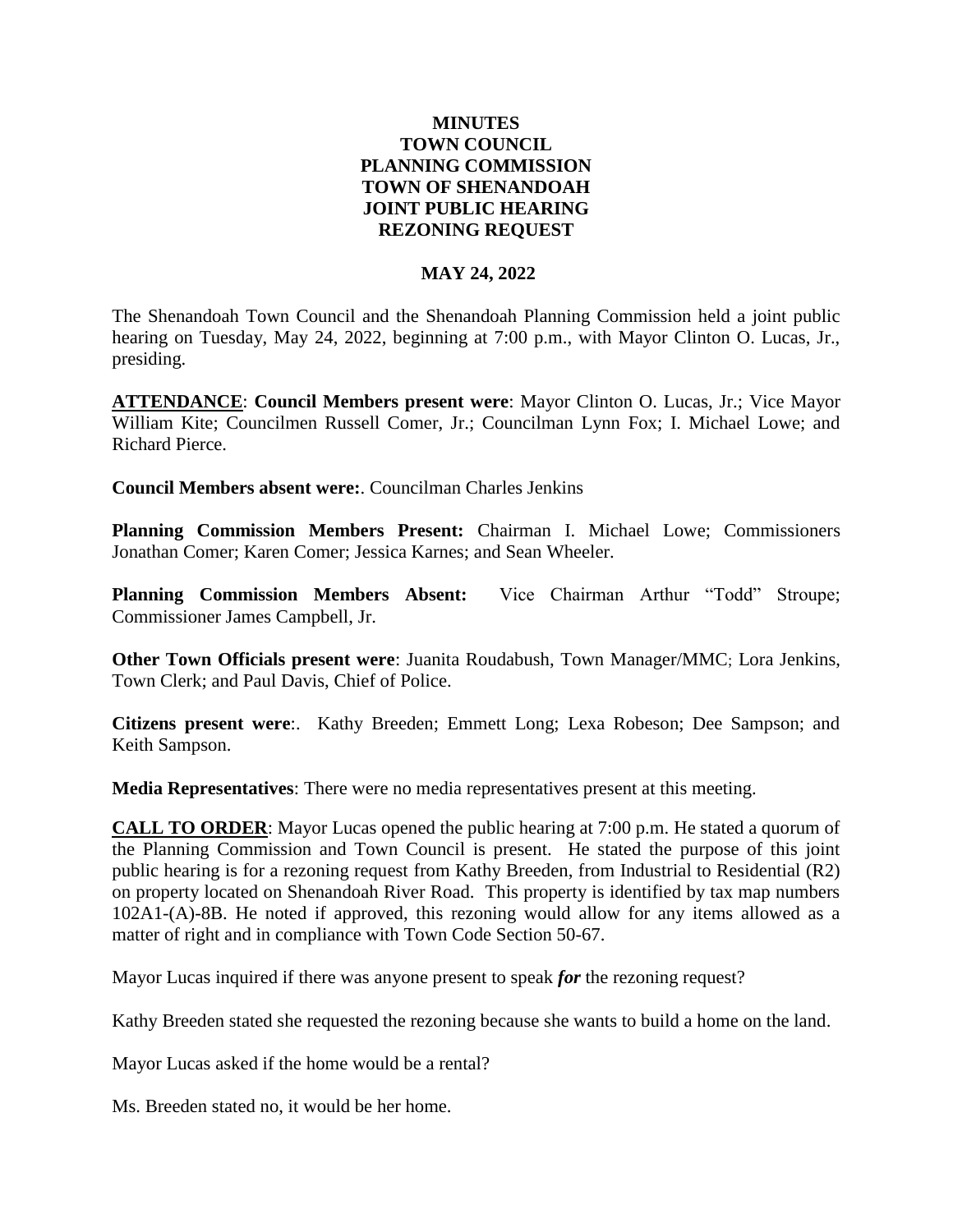# MINUTES
# TOWN COUNCIL
# PLANNING COMMISSION
# TOWN OF SHENANDOAH
# JOINT PUBLIC HEARING
# REZONING REQUEST

## MAY 24, 2022

The Shenandoah Town Council and the Shenandoah Planning Commission held a joint public hearing on Tuesday, May 24, 2022, beginning at 7:00 p.m., with Mayor Clinton O. Lucas, Jr., presiding.

**ATTENDANCE**: **Council Members present were**: Mayor Clinton O. Lucas, Jr.; Vice Mayor William Kite; Councilmen Russell Comer, Jr.; Councilman Lynn Fox; I. Michael Lowe; and Richard Pierce.

**Council Members absent were:**. Councilman Charles Jenkins

**Planning Commission Members Present:** Chairman I. Michael Lowe; Commissioners Jonathan Comer; Karen Comer; Jessica Karnes; and Sean Wheeler.

**Planning Commission Members Absent:** Vice Chairman Arthur "Todd" Stroupe; Commissioner James Campbell, Jr.

**Other Town Officials present were**: Juanita Roudabush, Town Manager/MMC; Lora Jenkins, Town Clerk; and Paul Davis, Chief of Police.

**Citizens present were**:. Kathy Breeden; Emmett Long; Lexa Robeson; Dee Sampson; and Keith Sampson.

**Media Representatives**: There were no media representatives present at this meeting.

**CALL TO ORDER**: Mayor Lucas opened the public hearing at 7:00 p.m. He stated a quorum of the Planning Commission and Town Council is present. He stated the purpose of this joint public hearing is for a rezoning request from Kathy Breeden, from Industrial to Residential (R2) on property located on Shenandoah River Road. This property is identified by tax map numbers 102A1-(A)-8B. He noted if approved, this rezoning would allow for any items allowed as a matter of right and in compliance with Town Code Section 50-67.

Mayor Lucas inquired if there was anyone present to speak ***for*** the rezoning request?

Kathy Breeden stated she requested the rezoning because she wants to build a home on the land.

Mayor Lucas asked if the home would be a rental?

Ms. Breeden stated no, it would be her home.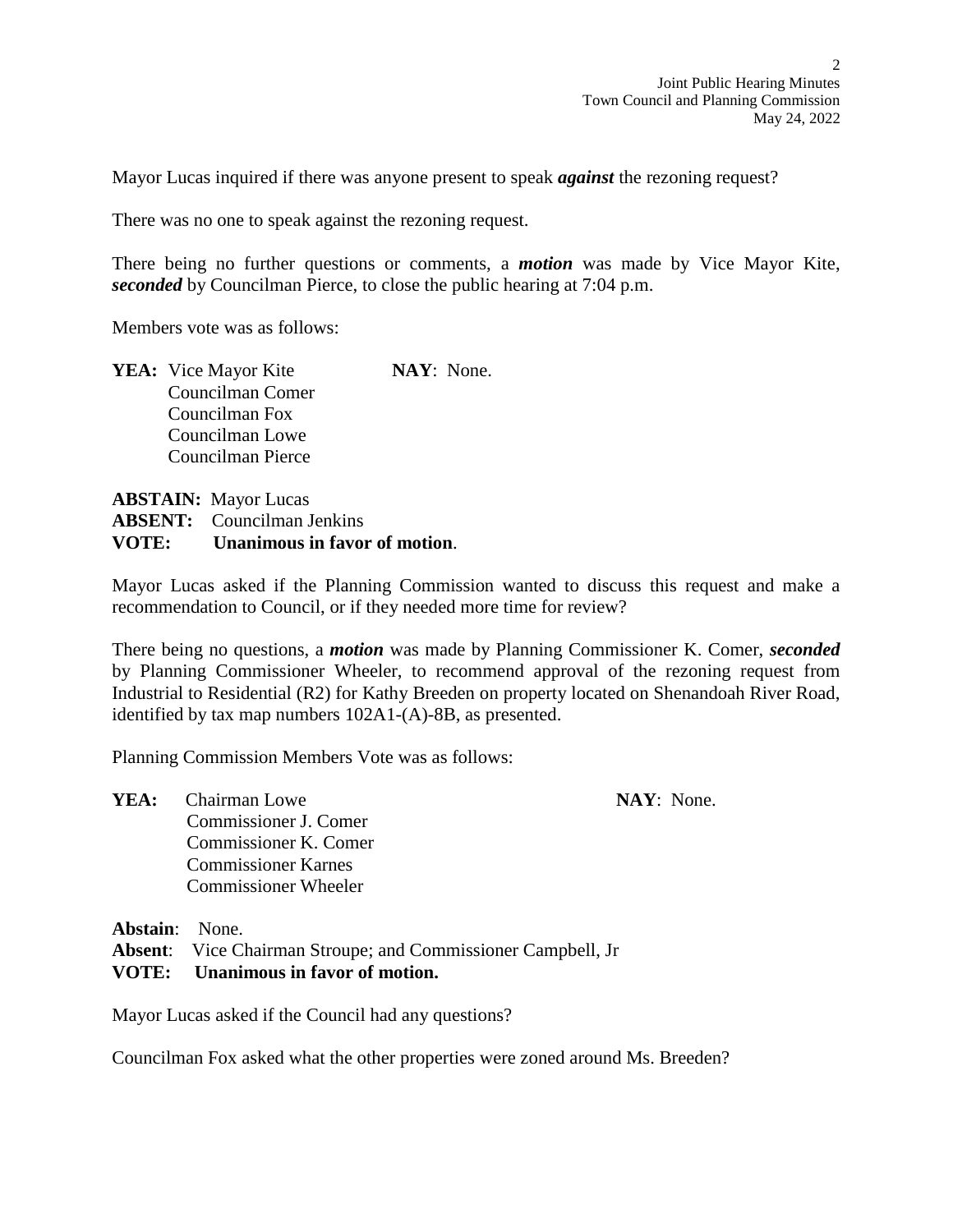Mayor Lucas inquired if there was anyone present to speak ***against*** the rezoning request?

There was no one to speak against the rezoning request.

There being no further questions or comments, a ***motion*** was made by Vice Mayor Kite, ***seconded*** by Councilman Pierce, to close the public hearing at 7:04 p.m.

Members vote was as follows:

**YEA:** Vice Mayor Kite
Councilman Comer
Councilman Fox
Councilman Lowe
Councilman Pierce

**NAY**: None.

**ABSTAIN:** Mayor Lucas
**ABSENT:** Councilman Jenkins
**VOTE:** **Unanimous in favor of motion**.

Mayor Lucas asked if the Planning Commission wanted to discuss this request and make a recommendation to Council, or if they needed more time for review?

There being no questions, a ***motion*** was made by Planning Commissioner K. Comer, ***seconded*** by Planning Commissioner Wheeler, to recommend approval of the rezoning request from Industrial to Residential (R2) for Kathy Breeden on property located on Shenandoah River Road, identified by tax map numbers 102A1-(A)-8B, as presented.

Planning Commission Members Vote was as follows:

**YEA:** Chairman Lowe
Commissioner J. Comer
Commissioner K. Comer
Commissioner Karnes
Commissioner Wheeler

**NAY**: None.

**Abstain**: None.
**Absent**: Vice Chairman Stroupe; and Commissioner Campbell, Jr
**VOTE: Unanimous in favor of motion.**

Mayor Lucas asked if the Council had any questions?

Councilman Fox asked what the other properties were zoned around Ms. Breeden?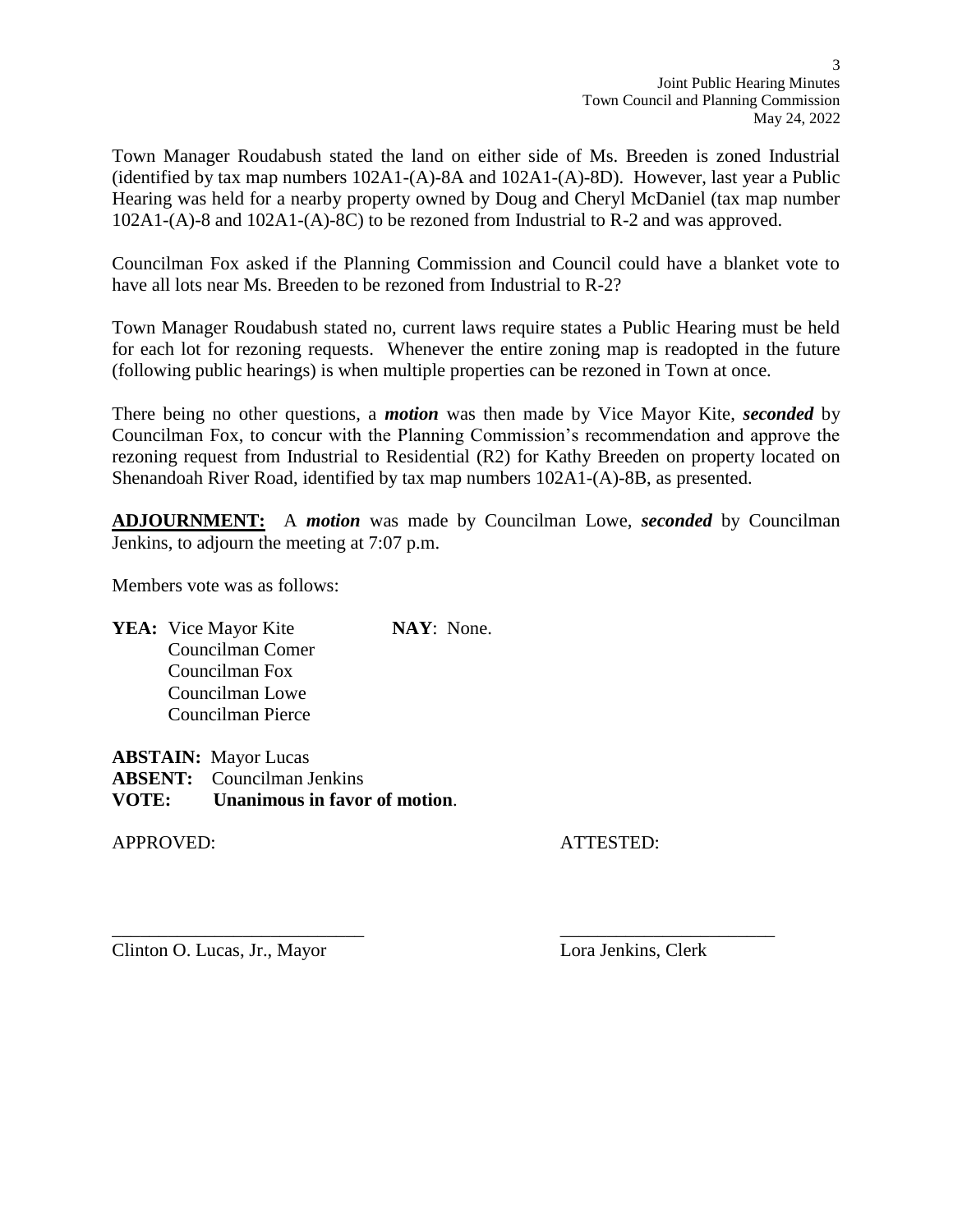Town Manager Roudabush stated the land on either side of Ms. Breeden is zoned Industrial (identified by tax map numbers 102A1-(A)-8A and 102A1-(A)-8D). However, last year a Public Hearing was held for a nearby property owned by Doug and Cheryl McDaniel (tax map number 102A1-(A)-8 and 102A1-(A)-8C) to be rezoned from Industrial to R-2 and was approved.

Councilman Fox asked if the Planning Commission and Council could have a blanket vote to have all lots near Ms. Breeden to be rezoned from Industrial to R-2?

Town Manager Roudabush stated no, current laws require states a Public Hearing must be held for each lot for rezoning requests. Whenever the entire zoning map is readopted in the future (following public hearings) is when multiple properties can be rezoned in Town at once.

There being no other questions, a ***motion*** was then made by Vice Mayor Kite, ***seconded*** by Councilman Fox, to concur with the Planning Commission's recommendation and approve the rezoning request from Industrial to Residential (R2) for Kathy Breeden on property located on Shenandoah River Road, identified by tax map numbers 102A1-(A)-8B, as presented.

**ADJOURNMENT:** A ***motion*** was made by Councilman Lowe, ***seconded*** by Councilman Jenkins, to adjourn the meeting at 7:07 p.m.

Members vote was as follows:

**YEA:** Vice Mayor Kite
Councilman Comer
Councilman Fox
Councilman Lowe
Councilman Pierce

**NAY**: None.

**ABSTAIN:** Mayor Lucas
**ABSENT:** Councilman Jenkins
**VOTE:** **Unanimous in favor of motion**.

APPROVED:

___________________________
Clinton O. Lucas, Jr., Mayor

ATTESTED:

_______________________
Lora Jenkins, Clerk